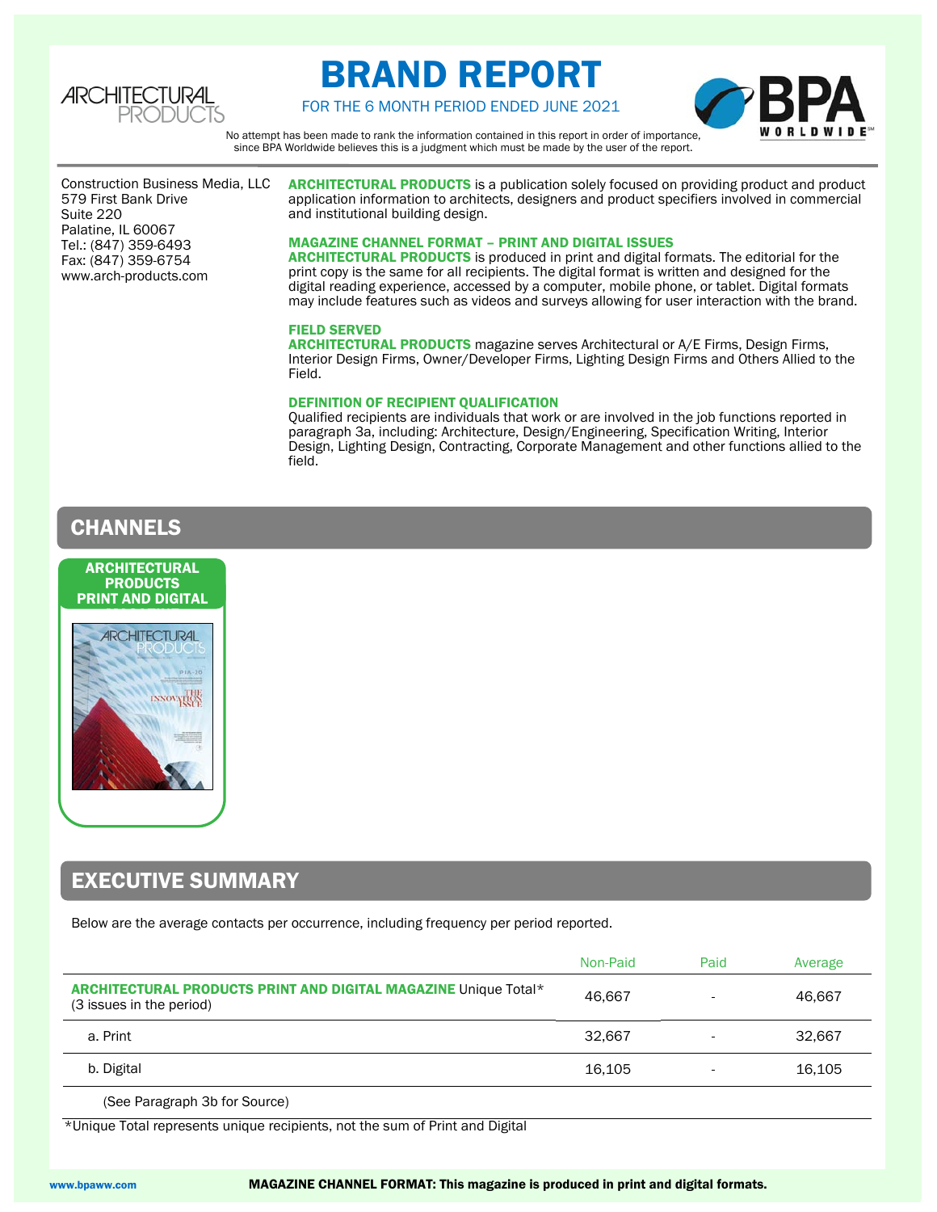ARCHITECTURAL PRODUCTS

# BRAND REPORT

FOR THE 6 MONTH PERIOD ENDED JUNE 2021

BPA WORLDWIDE

No attempt has been made to rank the information contained in this report in order of importance, since BPA Worldwide believes this is a judgment which must be made by the user of the report.

Construction Business Media, LLC
579 First Bank Drive
Suite 220
Palatine, IL 60067
Tel.: (847) 359-6493
Fax: (847) 359-6754
www.arch-products.com

**ARCHITECTURAL PRODUCTS** is a publication solely focused on providing product and product application information to architects, designers and product specifiers involved in commercial and institutional building design.

**MAGAZINE CHANNEL FORMAT – PRINT AND DIGITAL ISSUES**

**ARCHITECTURAL PRODUCTS** is produced in print and digital formats. The editorial for the print copy is the same for all recipients. The digital format is written and designed for the digital reading experience, accessed by a computer, mobile phone, or tablet. Digital formats may include features such as videos and surveys allowing for user interaction with the brand.

**FIELD SERVED**

**ARCHITECTURAL PRODUCTS** magazine serves Architectural or A/E Firms, Design Firms, Interior Design Firms, Owner/Developer Firms, Lighting Design Firms and Others Allied to the Field.

**DEFINITION OF RECIPIENT QUALIFICATION**

Qualified recipients are individuals that work or are involved in the job functions reported in paragraph 3a, including: Architecture, Design/Engineering, Specification Writing, Interior Design, Lighting Design, Contracting, Corporate Management and other functions allied to the field.

## CHANNELS

**ARCHITECTURAL PRODUCTS PRINT AND DIGITAL**

## EXECUTIVE SUMMARY

Below are the average contacts per occurrence, including frequency per period reported.

| | Non-Paid | Paid | Average |
|---|---|---|---|
| **ARCHITECTURAL PRODUCTS PRINT AND DIGITAL MAGAZINE** Unique Total* (3 issues in the period) | 46,667 | - | 46,667 |
| a. Print | 32,667 | - | 32,667 |
| b. Digital | 16,105 | - | 16,105 |
| (See Paragraph 3b for Source) | | | |

*Unique Total represents unique recipients, not the sum of Print and Digital

www.bpaww.com

**MAGAZINE CHANNEL FORMAT: This magazine is produced in print and digital formats.**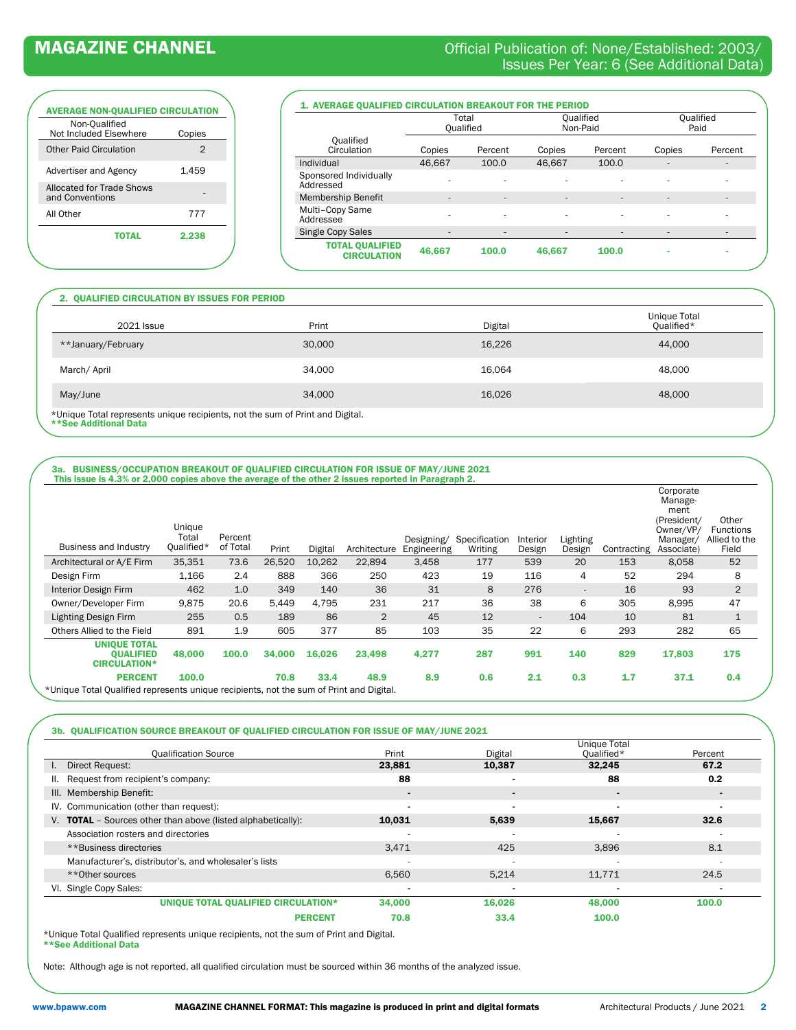# MAGAZINE CHANNEL

Official Publication of: None/Established: 2003/ Issues Per Year: 6 (See Additional Data)

### AVERAGE NON-QUALIFIED CIRCULATION

| Non-Qualified Not Included Elsewhere | Copies |
|---|---|
| Other Paid Circulation | 2 |
| Advertiser and Agency | 1,459 |
| Allocated for Trade Shows and Conventions | - |
| All Other | 777 |
| **TOTAL** | **2,238** |

### 1. AVERAGE QUALIFIED CIRCULATION BREAKOUT FOR THE PERIOD

| Qualified Circulation | Total Qualified | | Qualified Non-Paid | | Qualified Paid | |
|---|---|---|---|---|---|---|
| | Copies | Percent | Copies | Percent | Copies | Percent |
| Individual | 46,667 | 100.0 | 46,667 | 100.0 | - | - |
| Sponsored Individually Addressed | - | - | - | - | - | - |
| Membership Benefit | - | - | - | - | - | - |
| Multi–Copy Same Addressee | - | - | - | - | - | - |
| Single Copy Sales | - | - | - | - | - | - |
| **TOTAL QUALIFIED CIRCULATION** | **46,667** | **100.0** | **46,667** | **100.0** | **-** | **-** |

### 2. QUALIFIED CIRCULATION BY ISSUES FOR PERIOD

| 2021 Issue | Print | Digital | Unique Total Qualified* |
|---|---|---|---|
| **January/February | 30,000 | 16,226 | 44,000 |
| March/ April | 34,000 | 16,064 | 48,000 |
| May/June | 34,000 | 16,026 | 48,000 |

*Unique Total represents unique recipients, not the sum of Print and Digital.
**\*\*See Additional Data**

### 3a. BUSINESS/OCCUPATION BREAKOUT OF QUALIFIED CIRCULATION FOR ISSUE OF MAY/JUNE 2021

This issue is 4.3% or 2,000 copies above the average of the other 2 issues reported in Paragraph 2.

| Business and Industry | Unique Total Qualified* | Percent of Total | Print | Digital | Architecture | Designing/ Engineering | Specification Writing | Interior Design | Lighting Design | Contracting | Corporate Management (President/ Owner/VP/ Manager/ Associate) | Other Functions Allied to the Field |
|---|---|---|---|---|---|---|---|---|---|---|---|---|
| Architectural or A/E Firm | 35,351 | 73.6 | 26,520 | 10,262 | 22,894 | 3,458 | 177 | 539 | 20 | 153 | 8,058 | 52 |
| Design Firm | 1,166 | 2.4 | 888 | 366 | 250 | 423 | 19 | 116 | 4 | 52 | 294 | 8 |
| Interior Design Firm | 462 | 1.0 | 349 | 140 | 36 | 31 | 8 | 276 | - | 16 | 93 | 2 |
| Owner/Developer Firm | 9,875 | 20.6 | 5,449 | 4,795 | 231 | 217 | 36 | 38 | 6 | 305 | 8,995 | 47 |
| Lighting Design Firm | 255 | 0.5 | 189 | 86 | 2 | 45 | 12 | - | 104 | 10 | 81 | 1 |
| Others Allied to the Field | 891 | 1.9 | 605 | 377 | 85 | 103 | 35 | 22 | 6 | 293 | 282 | 65 |
| **UNIQUE TOTAL QUALIFIED CIRCULATION*** | **48,000** | **100.0** | **34,000** | **16,026** | **23,498** | **4,277** | **287** | **991** | **140** | **829** | **17,803** | **175** |
| **PERCENT** | **100.0** | | **70.8** | **33.4** | **48.9** | **8.9** | **0.6** | **2.1** | **0.3** | **1.7** | **37.1** | **0.4** |

*Unique Total Qualified represents unique recipients, not the sum of Print and Digital.

### 3b. QUALIFICATION SOURCE BREAKOUT OF QUALIFIED CIRCULATION FOR ISSUE OF MAY/JUNE 2021

| Qualification Source | Print | Digital | Unique Total Qualified* | Percent |
|---|---|---|---|---|
| I. Direct Request: | **23,881** | **10,387** | **32,245** | **67.2** |
| II. Request from recipient's company: | **88** | **-** | **88** | **0.2** |
| III. Membership Benefit: | - | - | - | - |
| IV. Communication (other than request): | - | - | - | - |
| V. **TOTAL** – Sources other than above (listed alphabetically): | **10,031** | **5,639** | **15,667** | **32.6** |
| Association rosters and directories | - | - | - | - |
| **Business directories | 3,471 | 425 | 3,896 | 8.1 |
| Manufacturer's, distributor's, and wholesaler's lists | - | - | - | - |
| **Other sources | 6,560 | 5,214 | 11,771 | 24.5 |
| VI. Single Copy Sales: | - | - | - | - |
| **UNIQUE TOTAL QUALIFIED CIRCULATION*** | **34,000** | **16,026** | **48,000** | **100.0** |
| **PERCENT** | **70.8** | **33.4** | **100.0** | |

*Unique Total Qualified represents unique recipients, not the sum of Print and Digital.
**\*\*See Additional Data**

Note: Although age is not reported, all qualified circulation must be sourced within 36 months of the analyzed issue.

**MAGAZINE CHANNEL FORMAT: This magazine is produced in print and digital formats**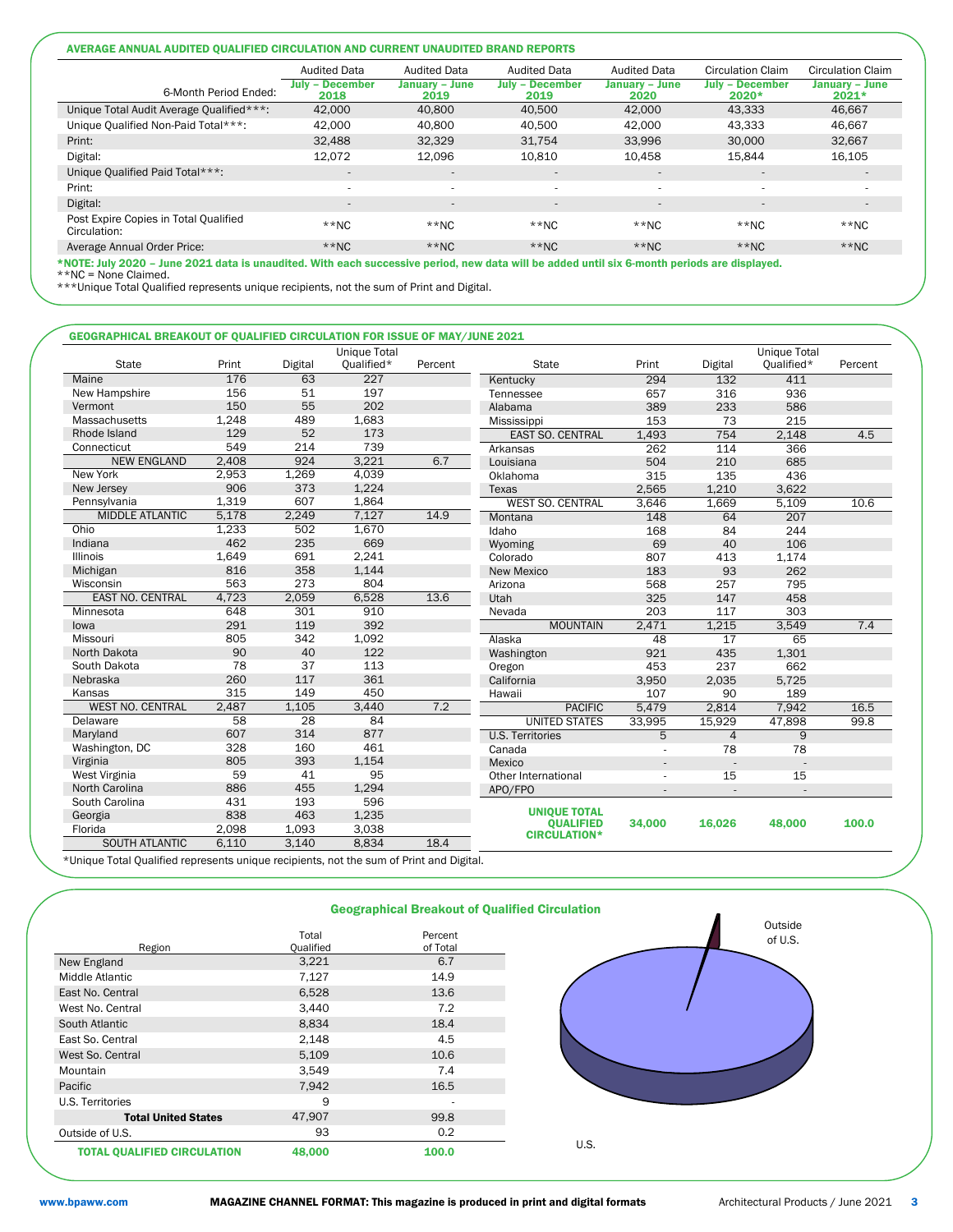## AVERAGE ANNUAL AUDITED QUALIFIED CIRCULATION AND CURRENT UNAUDITED BRAND REPORTS

| | Audited Data | Audited Data | Audited Data | Audited Data | Circulation Claim | Circulation Claim |
|---|---|---|---|---|---|---|
| 6-Month Period Ended: | July – December 2018 | January – June 2019 | July – December 2019 | January – June 2020 | July – December 2020* | January – June 2021* |
| Unique Total Audit Average Qualified***: | 42,000 | 40,800 | 40,500 | 42,000 | 43,333 | 46,667 |
| Unique Qualified Non-Paid Total***: | 42,000 | 40,800 | 40,500 | 42,000 | 43,333 | 46,667 |
| Print: | 32,488 | 32,329 | 31,754 | 33,996 | 30,000 | 32,667 |
| Digital: | 12,072 | 12,096 | 10,810 | 10,458 | 15,844 | 16,105 |
| Unique Qualified Paid Total***: | - | - | - | - | - | - |
| Print: | - | - | - | - | - | - |
| Digital: | - | - | - | - | - | - |
| Post Expire Copies in Total Qualified Circulation: | **NC | **NC | **NC | **NC | **NC | **NC |
| Average Annual Order Price: | **NC | **NC | **NC | **NC | **NC | **NC |

**\*NOTE: July 2020 – June 2021 data is unaudited. With each successive period, new data will be added until six 6-month periods are displayed.**
**NC = None Claimed.
***Unique Total Qualified represents unique recipients, not the sum of Print and Digital.

## GEOGRAPHICAL BREAKOUT OF QUALIFIED CIRCULATION FOR ISSUE OF MAY/JUNE 2021

| State | Print | Digital | Unique Total Qualified* | Percent |
|---|---|---|---|---|
| Maine | 176 | 63 | 227 | |
| New Hampshire | 156 | 51 | 197 | |
| Vermont | 150 | 55 | 202 | |
| Massachusetts | 1,248 | 489 | 1,683 | |
| Rhode Island | 129 | 52 | 173 | |
| Connecticut | 549 | 214 | 739 | |
| NEW ENGLAND | 2,408 | 924 | 3,221 | 6.7 |
| New York | 2,953 | 1,269 | 4,039 | |
| New Jersey | 906 | 373 | 1,224 | |
| Pennsylvania | 1,319 | 607 | 1,864 | |
| MIDDLE ATLANTIC | 5,178 | 2,249 | 7,127 | 14.9 |
| Ohio | 1,233 | 502 | 1,670 | |
| Indiana | 462 | 235 | 669 | |
| Illinois | 1,649 | 691 | 2,241 | |
| Michigan | 816 | 358 | 1,144 | |
| Wisconsin | 563 | 273 | 804 | |
| EAST NO. CENTRAL | 4,723 | 2,059 | 6,528 | 13.6 |
| Minnesota | 648 | 301 | 910 | |
| Iowa | 291 | 119 | 392 | |
| Missouri | 805 | 342 | 1,092 | |
| North Dakota | 90 | 40 | 122 | |
| South Dakota | 78 | 37 | 113 | |
| Nebraska | 260 | 117 | 361 | |
| Kansas | 315 | 149 | 450 | |
| WEST NO. CENTRAL | 2,487 | 1,105 | 3,440 | 7.2 |
| Delaware | 58 | 28 | 84 | |
| Maryland | 607 | 314 | 877 | |
| Washington, DC | 328 | 160 | 461 | |
| Virginia | 805 | 393 | 1,154 | |
| West Virginia | 59 | 41 | 95 | |
| North Carolina | 886 | 455 | 1,294 | |
| South Carolina | 431 | 193 | 596 | |
| Georgia | 838 | 463 | 1,235 | |
| Florida | 2,098 | 1,093 | 3,038 | |
| SOUTH ATLANTIC | 6,110 | 3,140 | 8,834 | 18.4 |
| Kentucky | 294 | 132 | 411 | |
| Tennessee | 657 | 316 | 936 | |
| Alabama | 389 | 233 | 586 | |
| Mississippi | 153 | 73 | 215 | |
| EAST SO. CENTRAL | 1,493 | 754 | 2,148 | 4.5 |
| Arkansas | 262 | 114 | 366 | |
| Louisiana | 504 | 210 | 685 | |
| Oklahoma | 315 | 135 | 436 | |
| Texas | 2,565 | 1,210 | 3,622 | |
| WEST SO. CENTRAL | 3,646 | 1,669 | 5,109 | 10.6 |
| Montana | 148 | 64 | 207 | |
| Idaho | 168 | 84 | 244 | |
| Wyoming | 69 | 40 | 106 | |
| Colorado | 807 | 413 | 1,174 | |
| New Mexico | 183 | 93 | 262 | |
| Arizona | 568 | 257 | 795 | |
| Utah | 325 | 147 | 458 | |
| Nevada | 203 | 117 | 303 | |
| MOUNTAIN | 2,471 | 1,215 | 3,549 | 7.4 |
| Alaska | 48 | 17 | 65 | |
| Washington | 921 | 435 | 1,301 | |
| Oregon | 453 | 237 | 662 | |
| California | 3,950 | 2,035 | 5,725 | |
| Hawaii | 107 | 90 | 189 | |
| PACIFIC | 5,479 | 2,814 | 7,942 | 16.5 |
| UNITED STATES | 33,995 | 15,929 | 47,898 | 99.8 |
| U.S. Territories | 5 | 4 | 9 | |
| Canada | - | 78 | 78 | |
| Mexico | - | - | - | |
| Other International | - | 15 | 15 | |
| APO/FPO | - | - | - | |
| **UNIQUE TOTAL QUALIFIED CIRCULATION*** | **34,000** | **16,026** | **48,000** | **100.0** |

*Unique Total Qualified represents unique recipients, not the sum of Print and Digital.

## Geographical Breakout of Qualified Circulation

| Region | Total Qualified | Percent of Total |
|---|---|---|
| New England | 3,221 | 6.7 |
| Middle Atlantic | 7,127 | 14.9 |
| East No. Central | 6,528 | 13.6 |
| West No. Central | 3,440 | 7.2 |
| South Atlantic | 8,834 | 18.4 |
| East So. Central | 2,148 | 4.5 |
| West So. Central | 5,109 | 10.6 |
| Mountain | 3,549 | 7.4 |
| Pacific | 7,942 | 16.5 |
| U.S. Territories | 9 | - |
| **Total United States** | 47,907 | 99.8 |
| Outside of U.S. | 93 | 0.2 |
| **TOTAL QUALIFIED CIRCULATION** | **48,000** | **100.0** |

Outside of U.S.

U.S.

www.bpaww.com **MAGAZINE CHANNEL FORMAT: This magazine is produced in print and digital formats**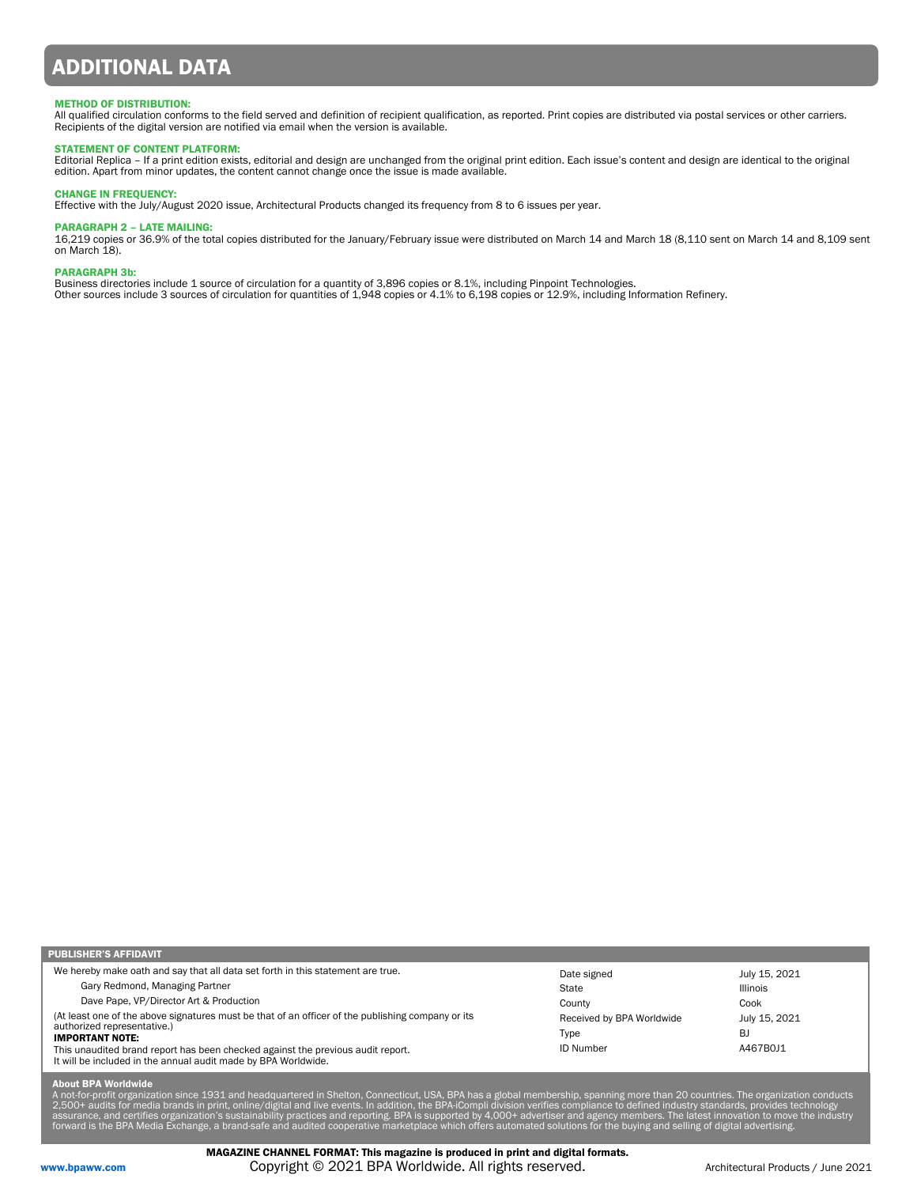## ADDITIONAL DATA

**METHOD OF DISTRIBUTION:**
All qualified circulation conforms to the field served and definition of recipient qualification, as reported. Print copies are distributed via postal services or other carriers. Recipients of the digital version are notified via email when the version is available.

**STATEMENT OF CONTENT PLATFORM:**
Editorial Replica – If a print edition exists, editorial and design are unchanged from the original print edition. Each issue's content and design are identical to the original edition. Apart from minor updates, the content cannot change once the issue is made available.

**CHANGE IN FREQUENCY:**
Effective with the July/August 2020 issue, Architectural Products changed its frequency from 8 to 6 issues per year.

**PARAGRAPH 2 – LATE MAILING:**
16,219 copies or 36.9% of the total copies distributed for the January/February issue were distributed on March 14 and March 18 (8,110 sent on March 14 and 8,109 sent on March 18).

**PARAGRAPH 3b:**
Business directories include 1 source of circulation for a quantity of 3,896 copies or 8.1%, including Pinpoint Technologies.
Other sources include 3 sources of circulation for quantities of 1,948 copies or 4.1% to 6,198 copies or 12.9%, including Information Refinery.

### PUBLISHER'S AFFIDAVIT

We hereby make oath and say that all data set forth in this statement are true.

Gary Redmond, Managing Partner

Dave Pape, VP/Director Art & Production

(At least one of the above signatures must be that of an officer of the publishing company or its authorized representative.)

**IMPORTANT NOTE:**
This unaudited brand report has been checked against the previous audit report.
It will be included in the annual audit made by BPA Worldwide.

| | |
|---|---|
| Date signed | July 15, 2021 |
| State | Illinois |
| County | Cook |
| Received by BPA Worldwide | July 15, 2021 |
| Type | BJ |
| ID Number | A467B0J1 |

**About BPA Worldwide**
A not-for-profit organization since 1931 and headquartered in Shelton, Connecticut, USA, BPA has a global membership, spanning more than 20 countries. The organization conducts 2,500+ audits for media brands in print, online/digital and live events. In addition, the BPA-iCompli division verifies compliance to defined industry standards, provides technology assurance, and certifies organization's sustainability practices and reporting. BPA is supported by 4,000+ advertiser and agency members. The latest innovation to move the industry forward is the BPA Media Exchange, a brand-safe and audited cooperative marketplace which offers automated solutions for the buying and selling of digital advertising.

**MAGAZINE CHANNEL FORMAT: This magazine is produced in print and digital formats.**

www.bpaww.com

Copyright © 2021 BPA Worldwide. All rights reserved.

Architectural Products / June 2021